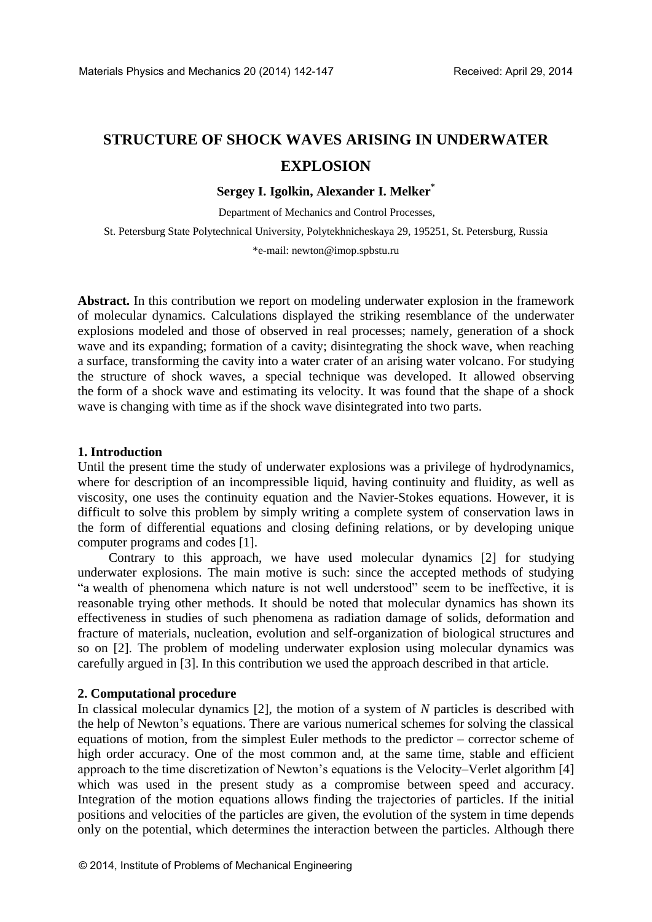# STRUCTURE OF SHOCK WAVES ARISING IN UNDERWATER EXPLOSION

**Sergey I. Igolkin, Alexander I. Melker***

Department of Mechanics and Control Processes,

St. Petersburg State Polytechnical University, Polytekhnicheskaya 29, 195251, St. Petersburg, Russia

*e-mail: newton@imop.spbstu.ru

**Abstract.** In this contribution we report on modeling underwater explosion in the framework of molecular dynamics. Calculations displayed the striking resemblance of the underwater explosions modeled and those of observed in real processes; namely, generation of a shock wave and its expanding; formation of a cavity; disintegrating the shock wave, when reaching a surface, transforming the cavity into a water crater of an arising water volcano. For studying the structure of shock waves, a special technique was developed. It allowed observing the form of a shock wave and estimating its velocity. It was found that the shape of a shock wave is changing with time as if the shock wave disintegrated into two parts.

## 1. Introduction

Until the present time the study of underwater explosions was a privilege of hydrodynamics, where for description of an incompressible liquid, having continuity and fluidity, as well as viscosity, one uses the continuity equation and the Navier-Stokes equations. However, it is difficult to solve this problem by simply writing a complete system of conservation laws in the form of differential equations and closing defining relations, or by developing unique computer programs and codes [1].

Contrary to this approach, we have used molecular dynamics [2] for studying underwater explosions. The main motive is such: since the accepted methods of studying "a wealth of phenomena which nature is not well understood" seem to be ineffective, it is reasonable trying other methods. It should be noted that molecular dynamics has shown its effectiveness in studies of such phenomena as radiation damage of solids, deformation and fracture of materials, nucleation, evolution and self-organization of biological structures and so on [2]. The problem of modeling underwater explosion using molecular dynamics was carefully argued in [3]. In this contribution we used the approach described in that article.

## 2. Computational procedure

In classical molecular dynamics [2], the motion of a system of *N* particles is described with the help of Newton's equations. There are various numerical schemes for solving the classical equations of motion, from the simplest Euler methods to the predictor – corrector scheme of high order accuracy. One of the most common and, at the same time, stable and efficient approach to the time discretization of Newton's equations is the Velocity–Verlet algorithm [4] which was used in the present study as a compromise between speed and accuracy. Integration of the motion equations allows finding the trajectories of particles. If the initial positions and velocities of the particles are given, the evolution of the system in time depends only on the potential, which determines the interaction between the particles. Although there

© 2014, Institute of Problems of Mechanical Engineering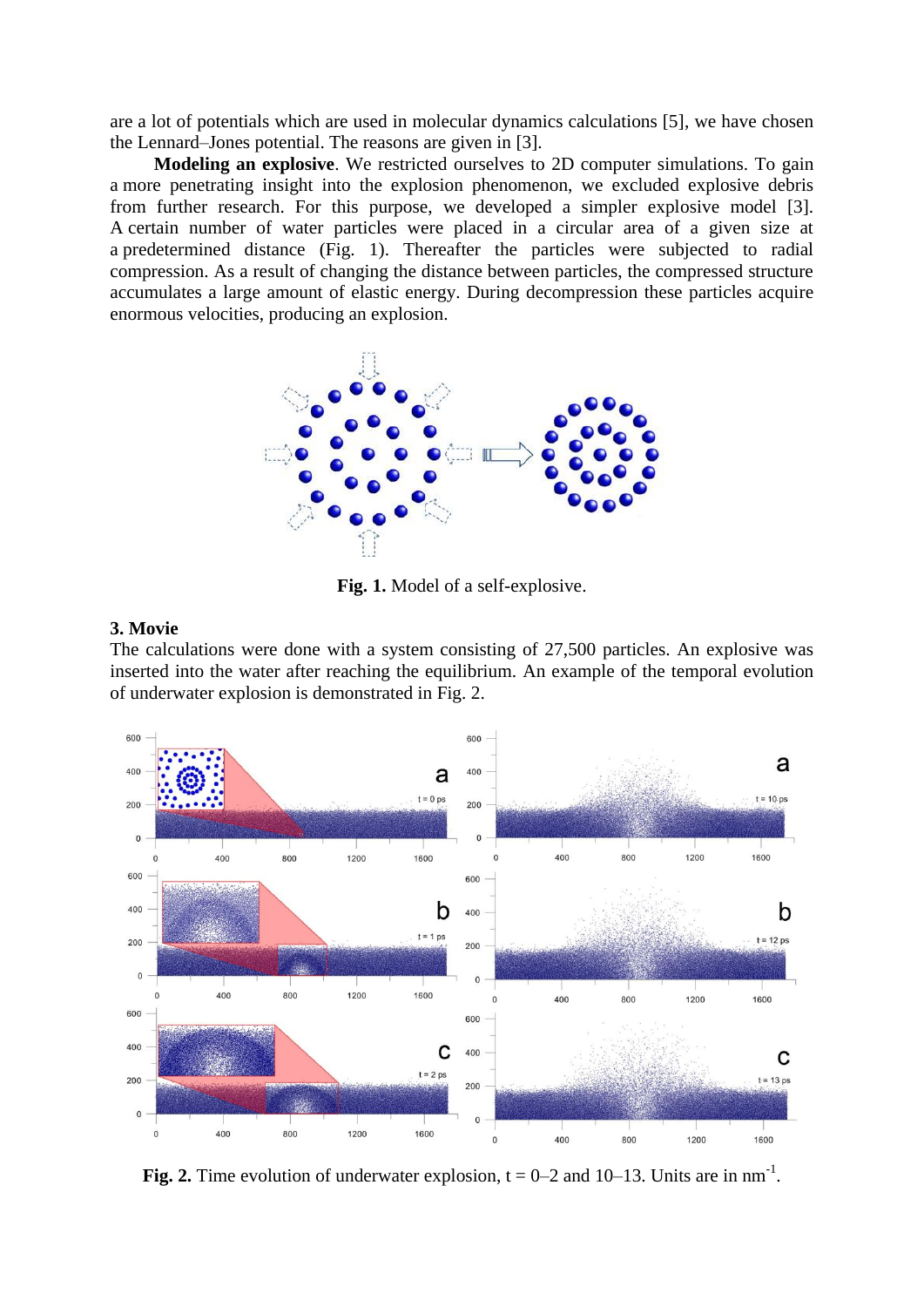are a lot of potentials which are used in molecular dynamics calculations [5], we have chosen the Lennard–Jones potential. The reasons are given in [3].

**Modeling an explosive**. We restricted ourselves to 2D computer simulations. To gain a more penetrating insight into the explosion phenomenon, we excluded explosive debris from further research. For this purpose, we developed a simpler explosive model [3]. A certain number of water particles were placed in a circular area of a given size at a predetermined distance (Fig. 1). Thereafter the particles were subjected to radial compression. As a result of changing the distance between particles, the compressed structure accumulates a large amount of elastic energy. During decompression these particles acquire enormous velocities, producing an explosion.

**Fig. 1.** Model of a self-explosive.

### 3. Movie

The calculations were done with a system consisting of 27,500 particles. An explosive was inserted into the water after reaching the equilibrium. An example of the temporal evolution of underwater explosion is demonstrated in Fig. 2.

a
t = 0 ps
b
t = 1 ps
c
t = 2 ps
a
t = 10 ps
b
t = 12 ps
c
t = 13 ps
0
200
400
600
0
400
800
1200
1600

**Fig. 2.** Time evolution of underwater explosion, t = 0–2 and 10–13. Units are in $nm^{-1}$.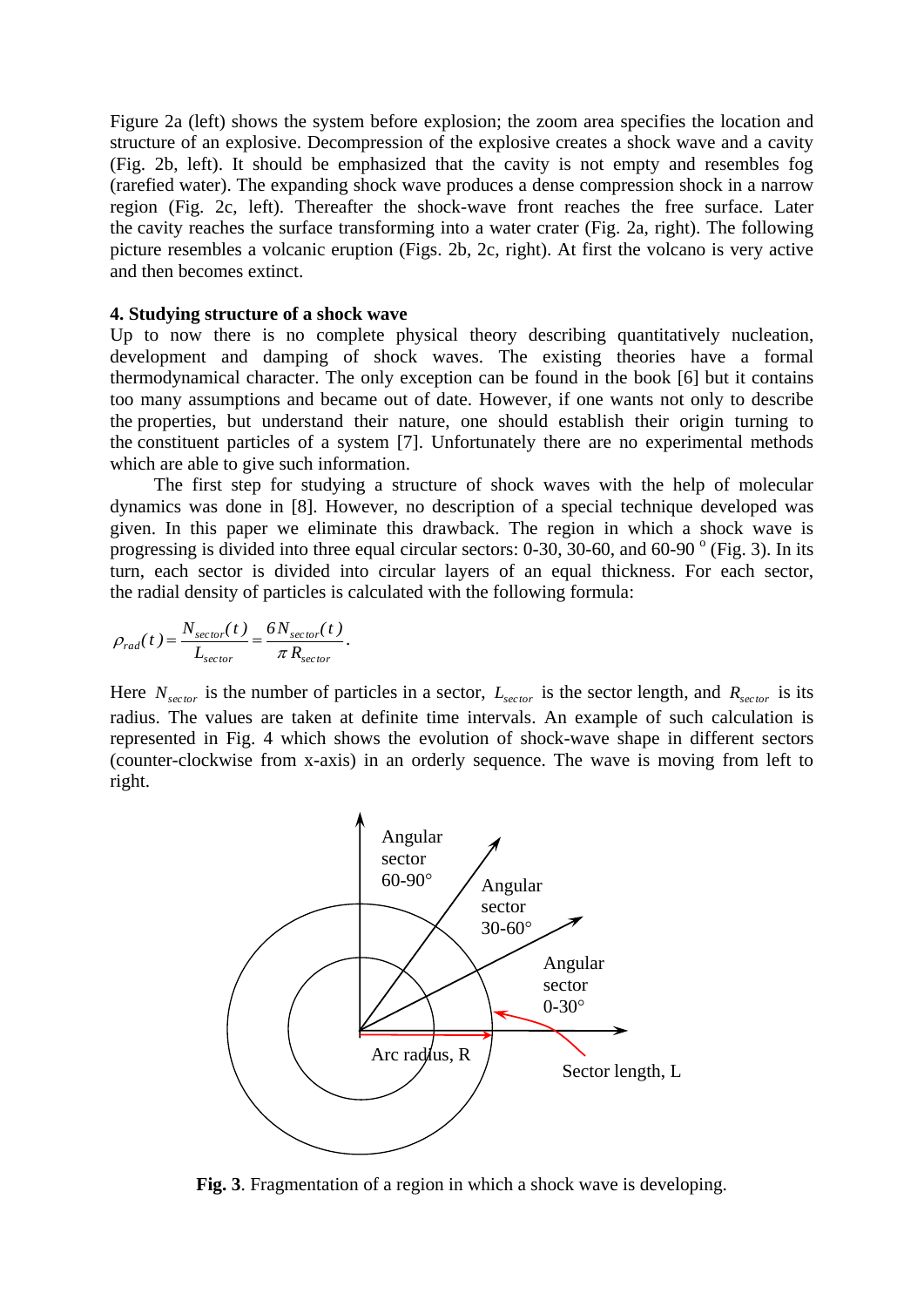Figure 2a (left) shows the system before explosion; the zoom area specifies the location and structure of an explosive. Decompression of the explosive creates a shock wave and a cavity (Fig. 2b, left). It should be emphasized that the cavity is not empty and resembles fog (rarefied water). The expanding shock wave produces a dense compression shock in a narrow region (Fig. 2c, left). Thereafter the shock-wave front reaches the free surface. Later the cavity reaches the surface transforming into a water crater (Fig. 2a, right). The following picture resembles a volcanic eruption (Figs. 2b, 2c, right). At first the volcano is very active and then becomes extinct.

**4. Studying structure of a shock wave**

Up to now there is no complete physical theory describing quantitatively nucleation, development and damping of shock waves. The existing theories have a formal thermodynamical character. The only exception can be found in the book [6] but it contains too many assumptions and became out of date. However, if one wants not only to describe the properties, but understand their nature, one should establish their origin turning to the constituent particles of a system [7]. Unfortunately there are no experimental methods which are able to give such information.

The first step for studying a structure of shock waves with the help of molecular dynamics was done in [8]. However, no description of a special technique developed was given. In this paper we eliminate this drawback. The region in which a shock wave is progressing is divided into three equal circular sectors: 0-30, 30-60, and 60-90 $^{o}$ (Fig. 3). In its turn, each sector is divided into circular layers of an equal thickness. For each sector, the radial density of particles is calculated with the following formula:

$$\rho_{rad}(t) = \frac{N_{sector}(t)}{L_{sector}} = \frac{6N_{sector}(t)}{\pi R_{sector}}.$$

Here $N_{sector}$ is the number of particles in a sector, $L_{sector}$ is the sector length, and $R_{sector}$ is its radius. The values are taken at definite time intervals. An example of such calculation is represented in Fig. 4 which shows the evolution of shock-wave shape in different sectors (counter-clockwise from x-axis) in an orderly sequence. The wave is moving from left to right.

**Fig. 3**. Fragmentation of a region in which a shock wave is developing.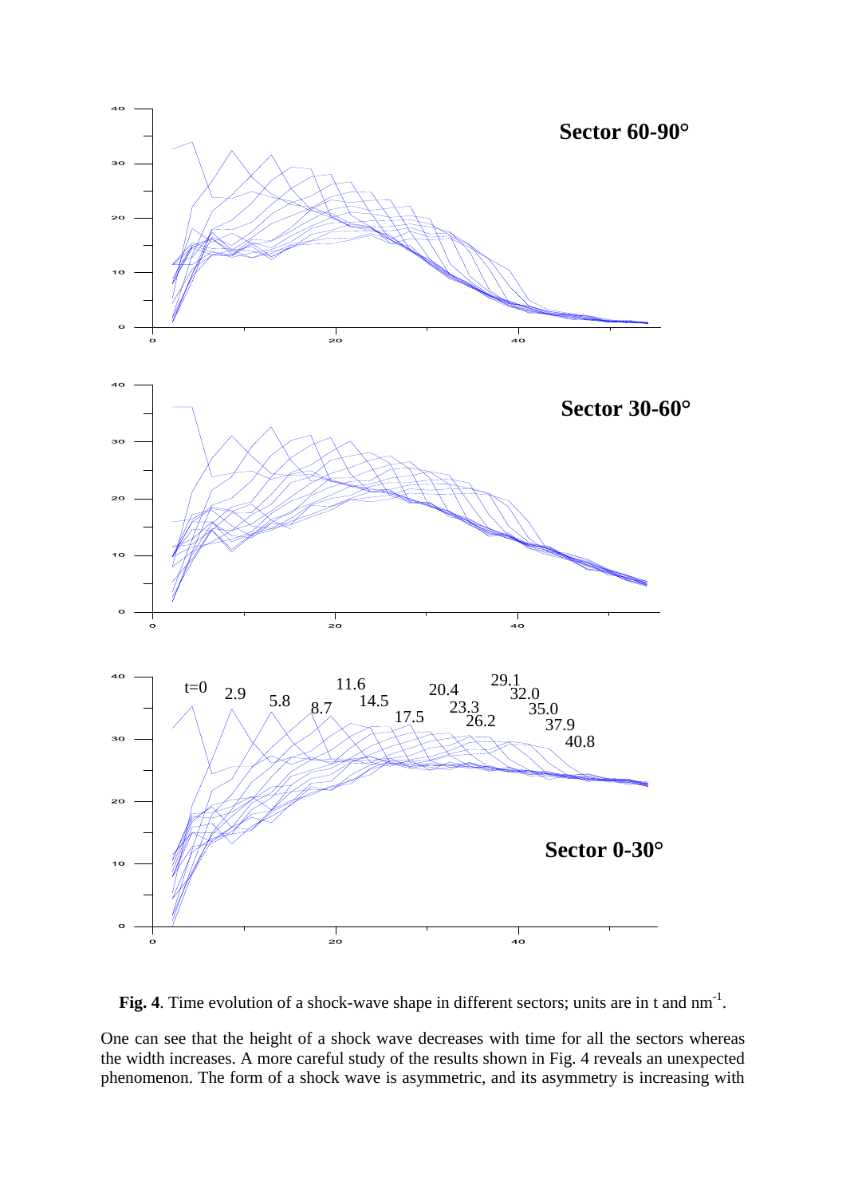Sector 60-90°

Sector 30-60°

t=0 2.9 5.8 8.7 11.6 14.5 17.5 20.4 23.3 26.2 29.1 32.0 35.0 37.9 40.8

Sector 0-30°

**Fig. 4**. Time evolution of a shock-wave shape in different sectors; units are in t and $nm^{-1}$.

One can see that the height of a shock wave decreases with time for all the sectors whereas the width increases. A more careful study of the results shown in Fig. 4 reveals an unexpected phenomenon. The form of a shock wave is asymmetric, and its asymmetry is increasing with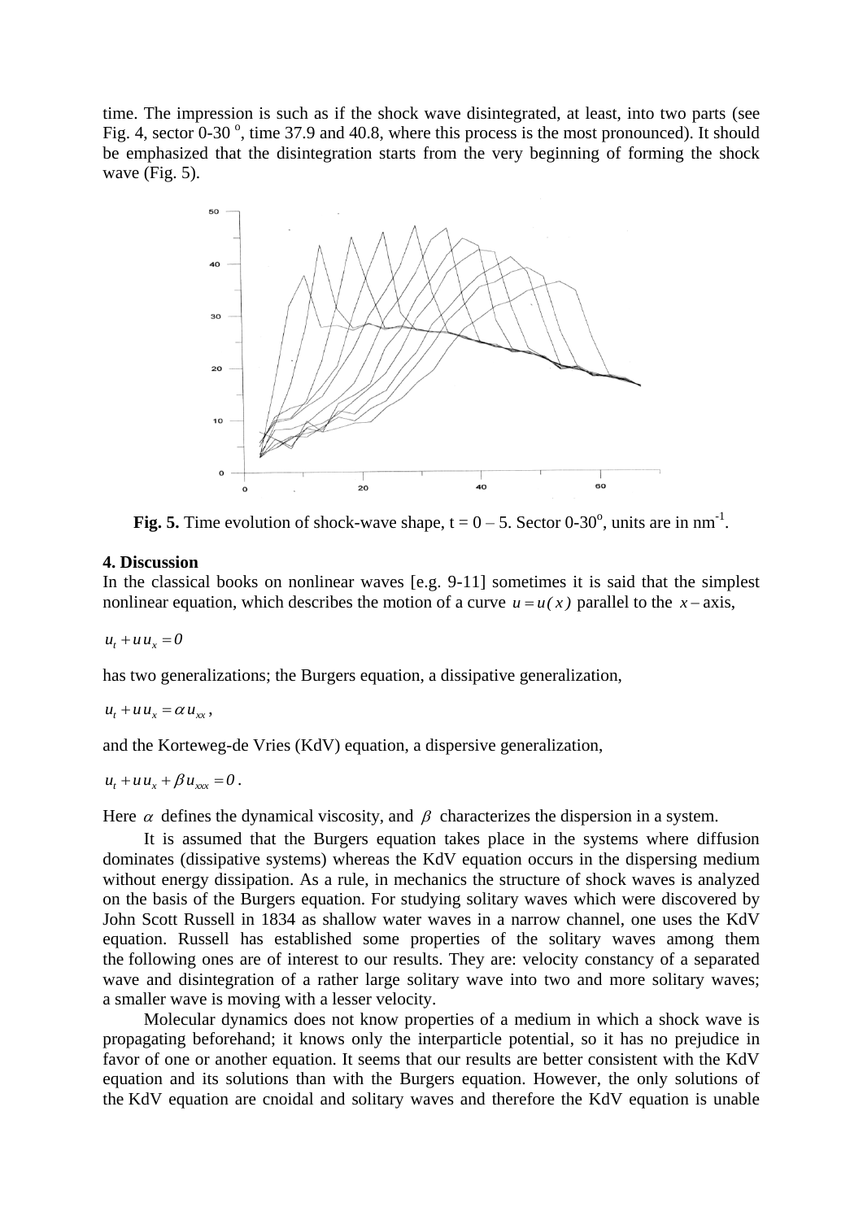time. The impression is such as if the shock wave disintegrated, at least, into two parts (see Fig. 4, sector 0-30 $^{o}$, time 37.9 and 40.8, where this process is the most pronounced). It should be emphasized that the disintegration starts from the very beginning of forming the shock wave (Fig. 5).

**Fig. 5.** Time evolution of shock-wave shape, t = 0 – 5. Sector 0-30$^{o}$, units are in nm$^{-1}$.

**4. Discussion**

In the classical books on nonlinear waves [e.g. 9-11] sometimes it is said that the simplest nonlinear equation, which describes the motion of a curve $u = u(x)$ parallel to the $x$ – axis,

$$u_t + u u_x = 0$$

has two generalizations; the Burgers equation, a dissipative generalization,

$$u_t + u u_x = \alpha u_{xx} ,$$

and the Korteweg-de Vries (KdV) equation, a dispersive generalization,

$$u_t + u u_x + \beta u_{xxx} = 0 .$$

Here $\alpha$ defines the dynamical viscosity, and $\beta$ characterizes the dispersion in a system.

It is assumed that the Burgers equation takes place in the systems where diffusion dominates (dissipative systems) whereas the KdV equation occurs in the dispersing medium without energy dissipation. As a rule, in mechanics the structure of shock waves is analyzed on the basis of the Burgers equation. For studying solitary waves which were discovered by John Scott Russell in 1834 as shallow water waves in a narrow channel, one uses the KdV equation. Russell has established some properties of the solitary waves among them the following ones are of interest to our results. They are: velocity constancy of a separated wave and disintegration of a rather large solitary wave into two and more solitary waves; a smaller wave is moving with a lesser velocity.

Molecular dynamics does not know properties of a medium in which a shock wave is propagating beforehand; it knows only the interparticle potential, so it has no prejudice in favor of one or another equation. It seems that our results are better consistent with the KdV equation and its solutions than with the Burgers equation. However, the only solutions of the KdV equation are cnoidal and solitary waves and therefore the KdV equation is unable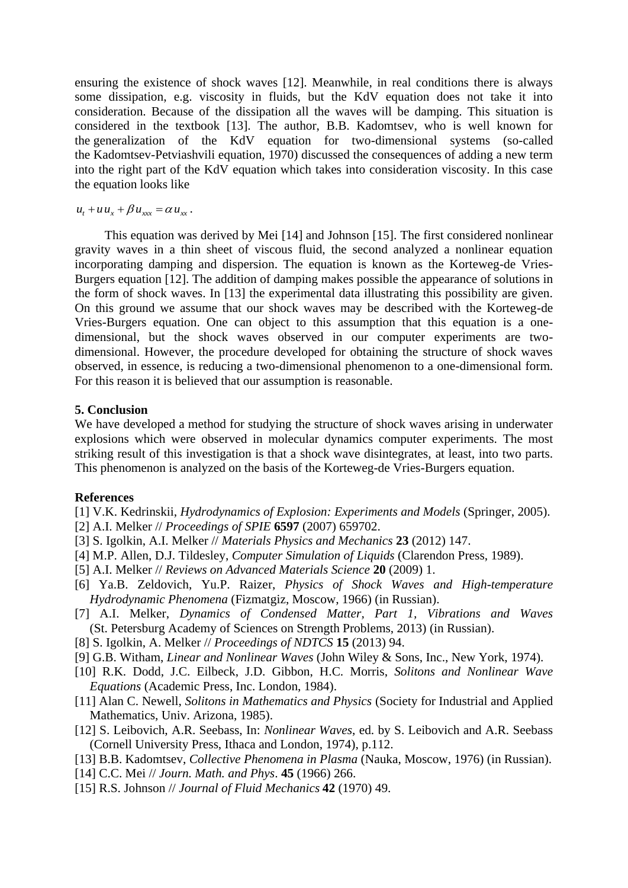ensuring the existence of shock waves [12]. Meanwhile, in real conditions there is always some dissipation, e.g. viscosity in fluids, but the KdV equation does not take it into consideration. Because of the dissipation all the waves will be damping. This situation is considered in the textbook [13]. The author, B.B. Kadomtsev, who is well known for the generalization of the KdV equation for two-dimensional systems (so-called the Kadomtsev-Petviashvili equation, 1970) discussed the consequences of adding a new term into the right part of the KdV equation which takes into consideration viscosity. In this case the equation looks like

$$u_t + u u_x + \beta u_{xxx} = \alpha u_{xx} .$$

This equation was derived by Mei [14] and Johnson [15]. The first considered nonlinear gravity waves in a thin sheet of viscous fluid, the second analyzed a nonlinear equation incorporating damping and dispersion. The equation is known as the Korteweg-de Vries-Burgers equation [12]. The addition of damping makes possible the appearance of solutions in the form of shock waves. In [13] the experimental data illustrating this possibility are given. On this ground we assume that our shock waves may be described with the Korteweg-de Vries-Burgers equation. One can object to this assumption that this equation is a one-dimensional, but the shock waves observed in our computer experiments are two-dimensional. However, the procedure developed for obtaining the structure of shock waves observed, in essence, is reducing a two-dimensional phenomenon to a one-dimensional form. For this reason it is believed that our assumption is reasonable.

## 5. Conclusion

We have developed a method for studying the structure of shock waves arising in underwater explosions which were observed in molecular dynamics computer experiments. The most striking result of this investigation is that a shock wave disintegrates, at least, into two parts. This phenomenon is analyzed on the basis of the Korteweg-de Vries-Burgers equation.

## References

[1] V.K. Kedrinskii, *Hydrodynamics of Explosion: Experiments and Models* (Springer, 2005).
[2] A.I. Melker // *Proceedings of SPIE* **6597** (2007) 659702.
[3] S. Igolkin, A.I. Melker // *Materials Physics and Mechanics* **23** (2012) 147.
[4] M.P. Allen, D.J. Tildesley, *Computer Simulation of Liquids* (Clarendon Press, 1989).
[5] A.I. Melker // *Reviews on Advanced Materials Science* **20** (2009) 1.
[6] Ya.B. Zeldovich, Yu.P. Raizer, *Physics of Shock Waves and High-temperature Hydrodynamic Phenomena* (Fizmatgiz, Moscow, 1966) (in Russian).
[7] A.I. Melker, *Dynamics of Condensed Matter, Part 1, Vibrations and Waves* (St. Petersburg Academy of Sciences on Strength Problems, 2013) (in Russian).
[8] S. Igolkin, A. Melker // *Proceedings of NDTCS* **15** (2013) 94.
[9] G.B. Witham, *Linear and Nonlinear Waves* (John Wiley & Sons, Inc., New York, 1974).
[10] R.K. Dodd, J.C. Eilbeck, J.D. Gibbon, H.C. Morris, *Solitons and Nonlinear Wave Equations* (Academic Press, Inc. London, 1984).
[11] Alan C. Newell, *Solitons in Mathematics and Physics* (Society for Industrial and Applied Mathematics, Univ. Arizona, 1985).
[12] S. Leibovich, A.R. Seebass, In: *Nonlinear Waves*, ed. by S. Leibovich and A.R. Seebass (Cornell University Press, Ithaca and London, 1974), p.112.
[13] B.B. Kadomtsev, *Collective Phenomena in Plasma* (Nauka, Moscow, 1976) (in Russian).
[14] C.C. Mei // *Journ. Math. and Phys*. **45** (1966) 266.
[15] R.S. Johnson // *Journal of Fluid Mechanics* **42** (1970) 49.